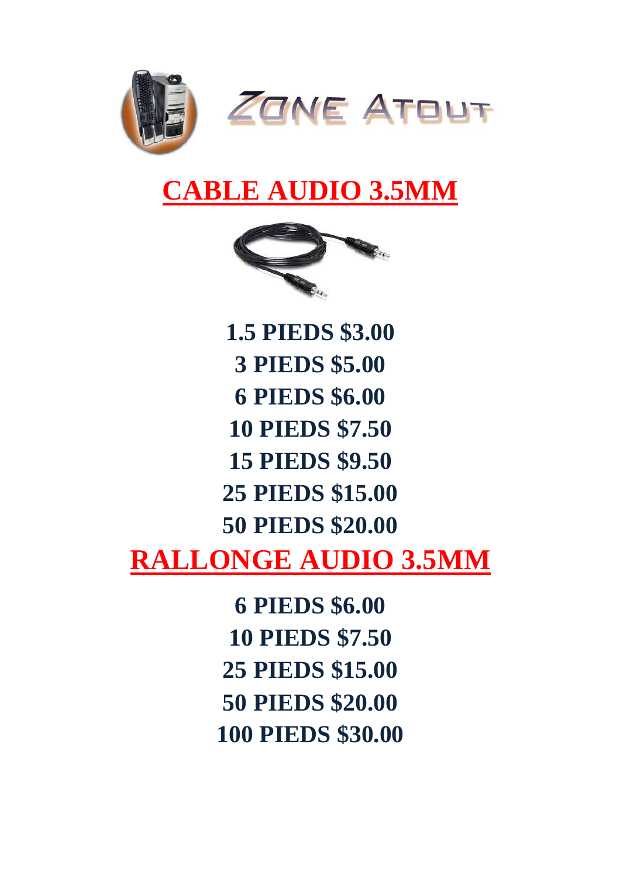ZONE ATOUT

# CABLE AUDIO 3.5MM

**1.5 PIEDS $3.00**
**3 PIEDS $5.00**
**6 PIEDS $6.00**
**10 PIEDS $7.50**
**15 PIEDS $9.50**
**25 PIEDS $15.00**
**50 PIEDS $20.00**

# RALLONGE AUDIO 3.5MM

**6 PIEDS $6.00**
**10 PIEDS $7.50**
**25 PIEDS $15.00**
**50 PIEDS $20.00**
**100 PIEDS $30.00**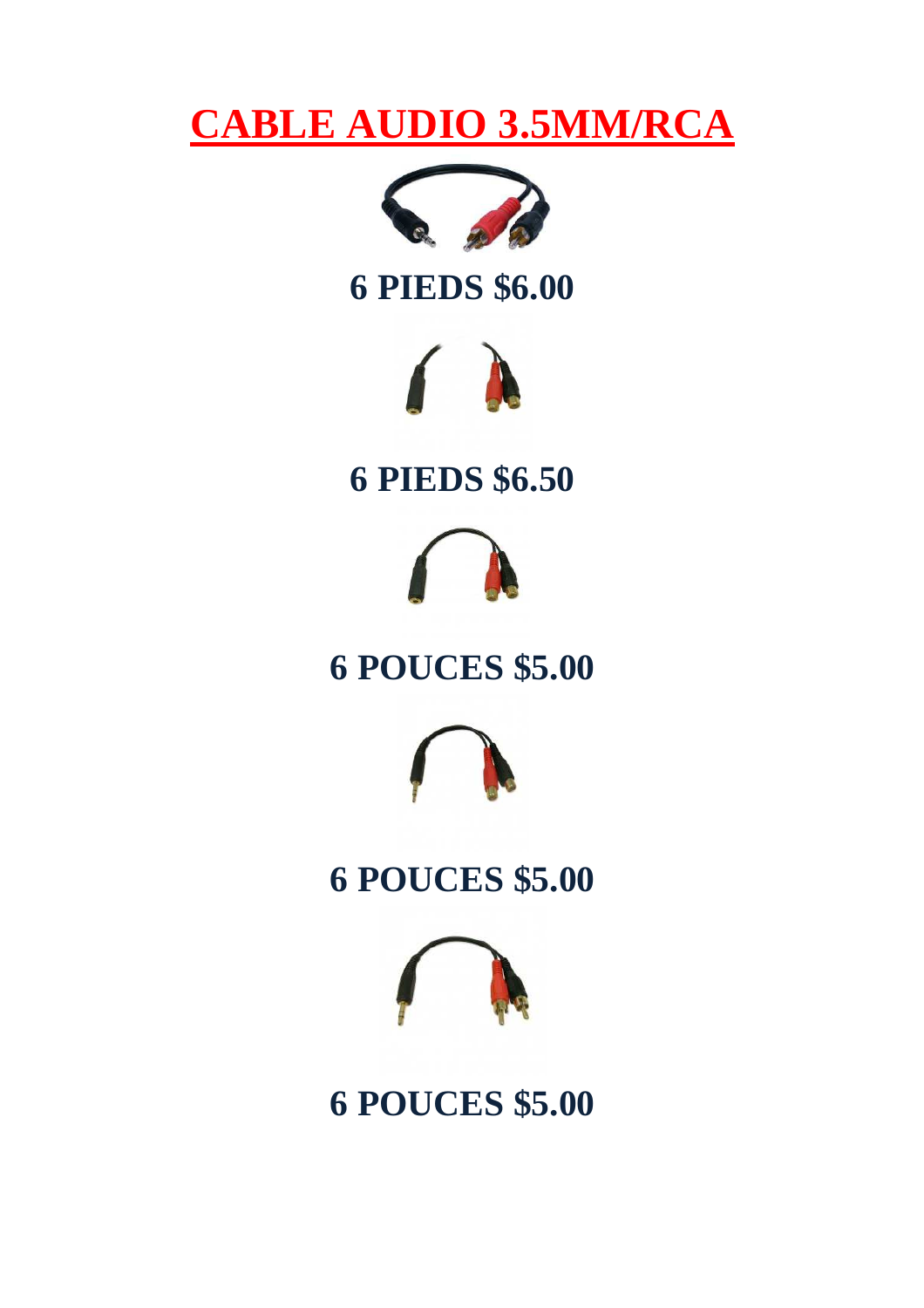# CABLE AUDIO 3.5MM/RCA

**6 PIEDS $6.00**

**6 PIEDS $6.50**

**6 POUCES $5.00**

**6 POUCES $5.00**

**6 POUCES $5.00**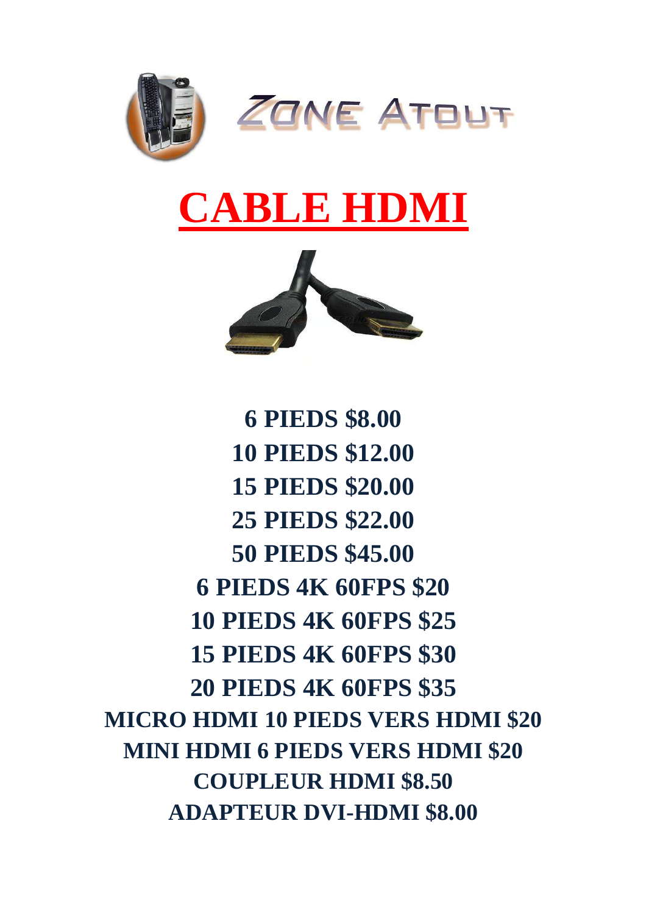ZONE ATOUT

# CABLE HDMI

**6 PIEDS $8.00**
**10 PIEDS $12.00**
**15 PIEDS $20.00**
**25 PIEDS $22.00**
**50 PIEDS $45.00**
**6 PIEDS 4K 60FPS $20**
**10 PIEDS 4K 60FPS $25**
**15 PIEDS 4K 60FPS $30**
**20 PIEDS 4K 60FPS $35**
**MICRO HDMI 10 PIEDS VERS HDMI $20**
**MINI HDMI 6 PIEDS VERS HDMI $20**
**COUPLEUR HDMI $8.50**
**ADAPTEUR DVI-HDMI $8.00**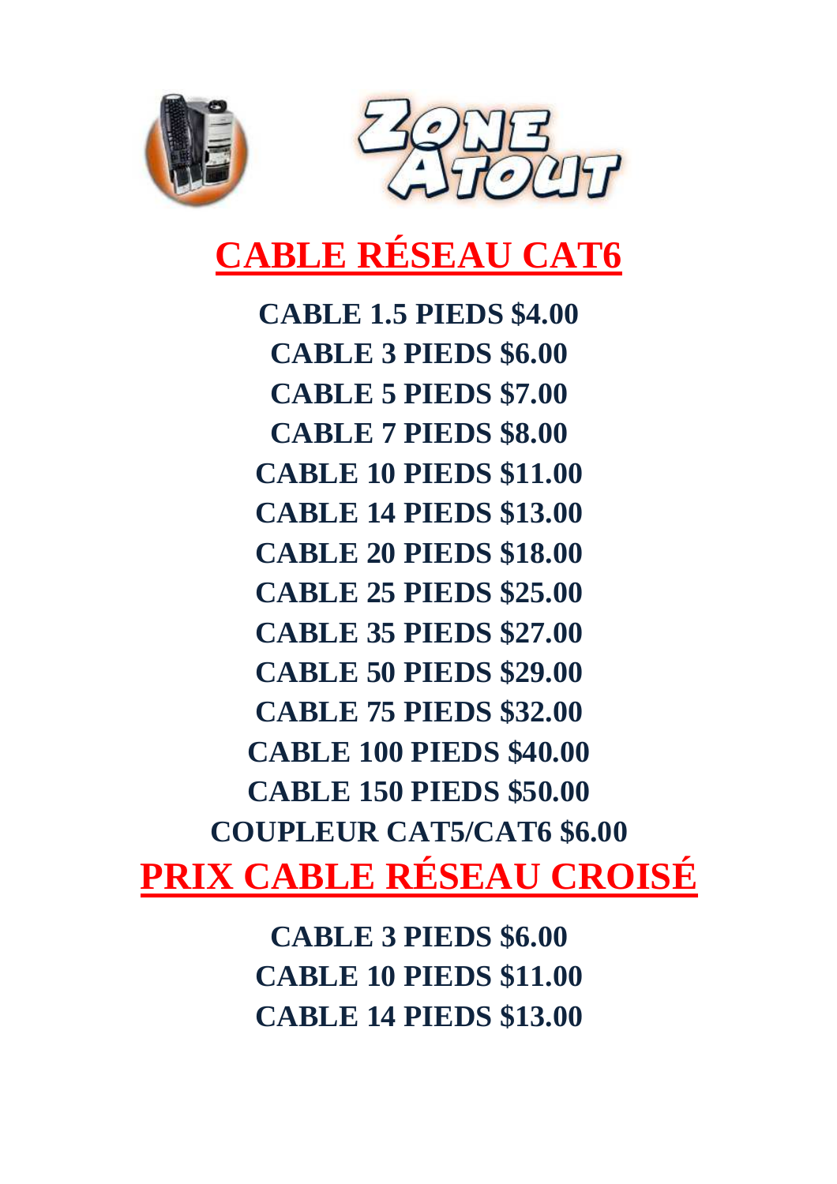ZONE ATOUT

# CABLE RÉSEAU CAT6

**CABLE 1.5 PIEDS $4.00**
**CABLE 3 PIEDS $6.00**
**CABLE 5 PIEDS $7.00**
**CABLE 7 PIEDS $8.00**
**CABLE 10 PIEDS $11.00**
**CABLE 14 PIEDS $13.00**
**CABLE 20 PIEDS $18.00**
**CABLE 25 PIEDS $25.00**
**CABLE 35 PIEDS $27.00**
**CABLE 50 PIEDS $29.00**
**CABLE 75 PIEDS $32.00**
**CABLE 100 PIEDS $40.00**
**CABLE 150 PIEDS $50.00**
**COUPLEUR CAT5/CAT6 $6.00**

# PRIX CABLE RÉSEAU CROISÉ

**CABLE 3 PIEDS $6.00**
**CABLE 10 PIEDS $11.00**
**CABLE 14 PIEDS $13.00**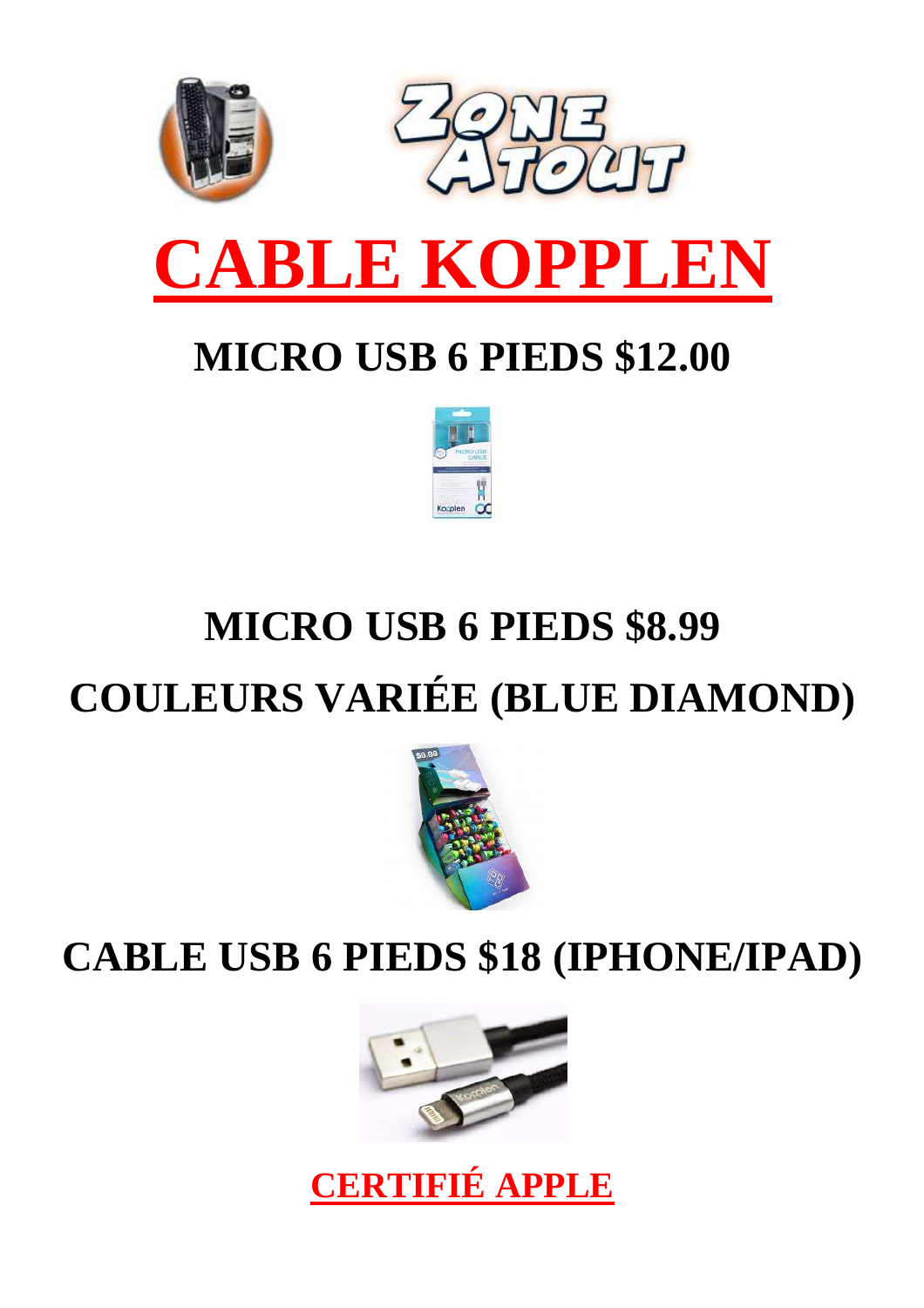# CABLE KOPPLEN

## MICRO USB 6 PIEDS $12.00

## MICRO USB 6 PIEDS $8.99

## COULEURS VARIÉE (BLUE DIAMOND)

## CABLE USB 6 PIEDS $18 (IPHONE/IPAD)

**CERTIFIÉ APPLE**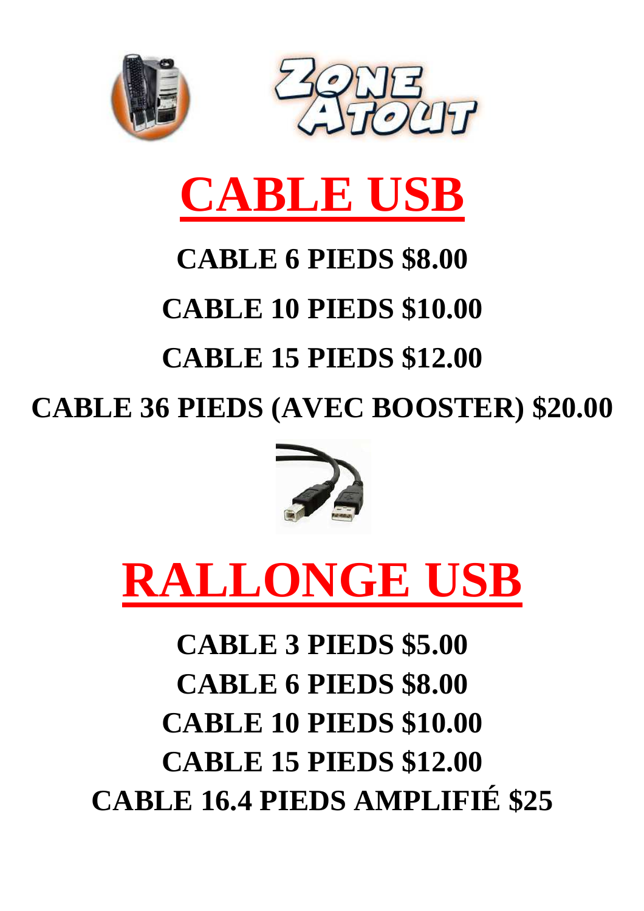# CABLE USB

**CABLE 6 PIEDS $8.00**

**CABLE 10 PIEDS $10.00**

**CABLE 15 PIEDS $12.00**

**CABLE 36 PIEDS (AVEC BOOSTER) $20.00**

# RALLONGE USB

**CABLE 3 PIEDS $5.00**

**CABLE 6 PIEDS $8.00**

**CABLE 10 PIEDS $10.00**

**CABLE 15 PIEDS $12.00**

**CABLE 16.4 PIEDS AMPLIFIÉ $25**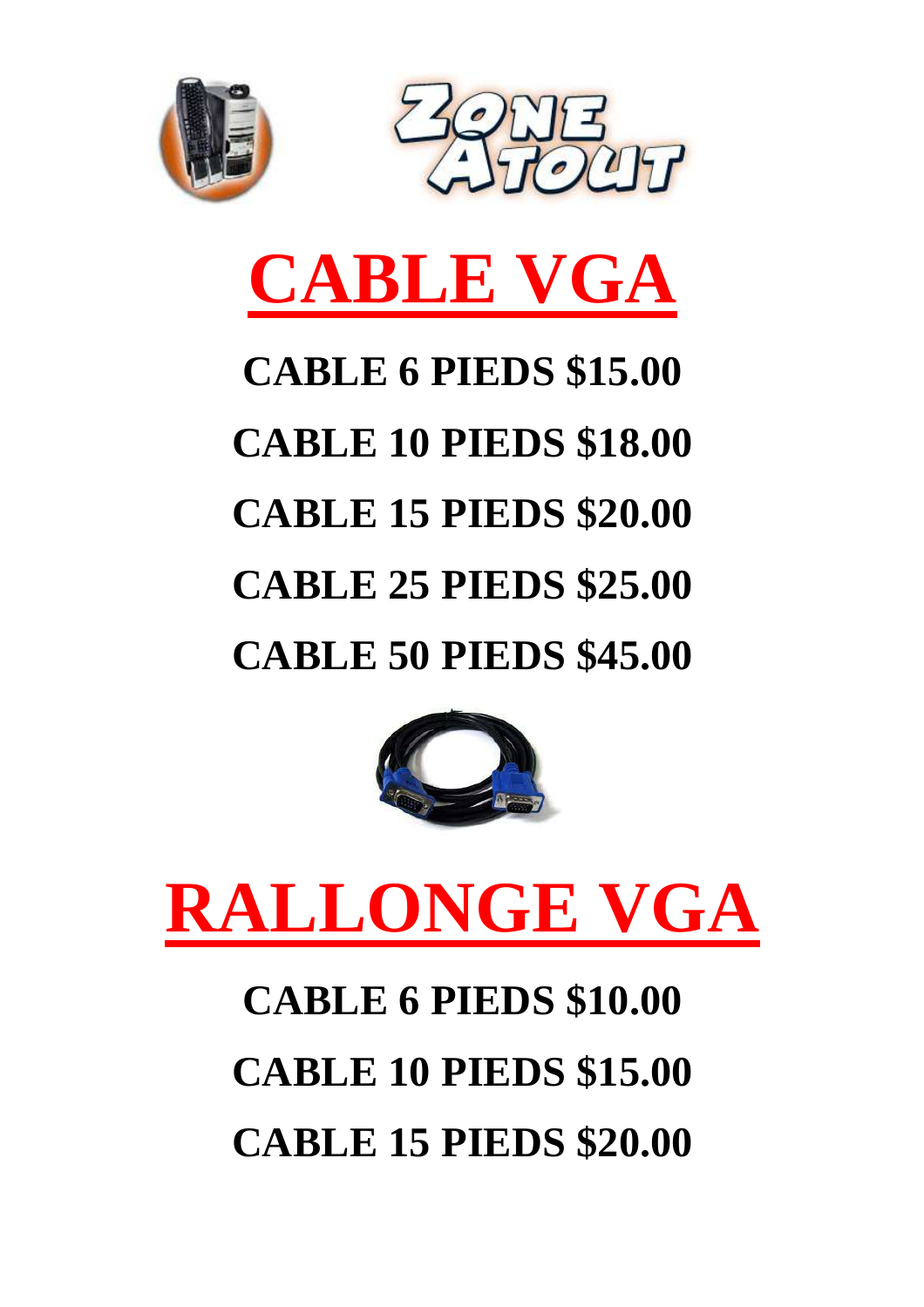ZONE ATOUT

# CABLE VGA

**CABLE 6 PIEDS $15.00**

**CABLE 10 PIEDS $18.00**

**CABLE 15 PIEDS $20.00**

**CABLE 25 PIEDS $25.00**

**CABLE 50 PIEDS $45.00**

# RALLONGE VGA

**CABLE 6 PIEDS $10.00**

**CABLE 10 PIEDS $15.00**

**CABLE 15 PIEDS $20.00**